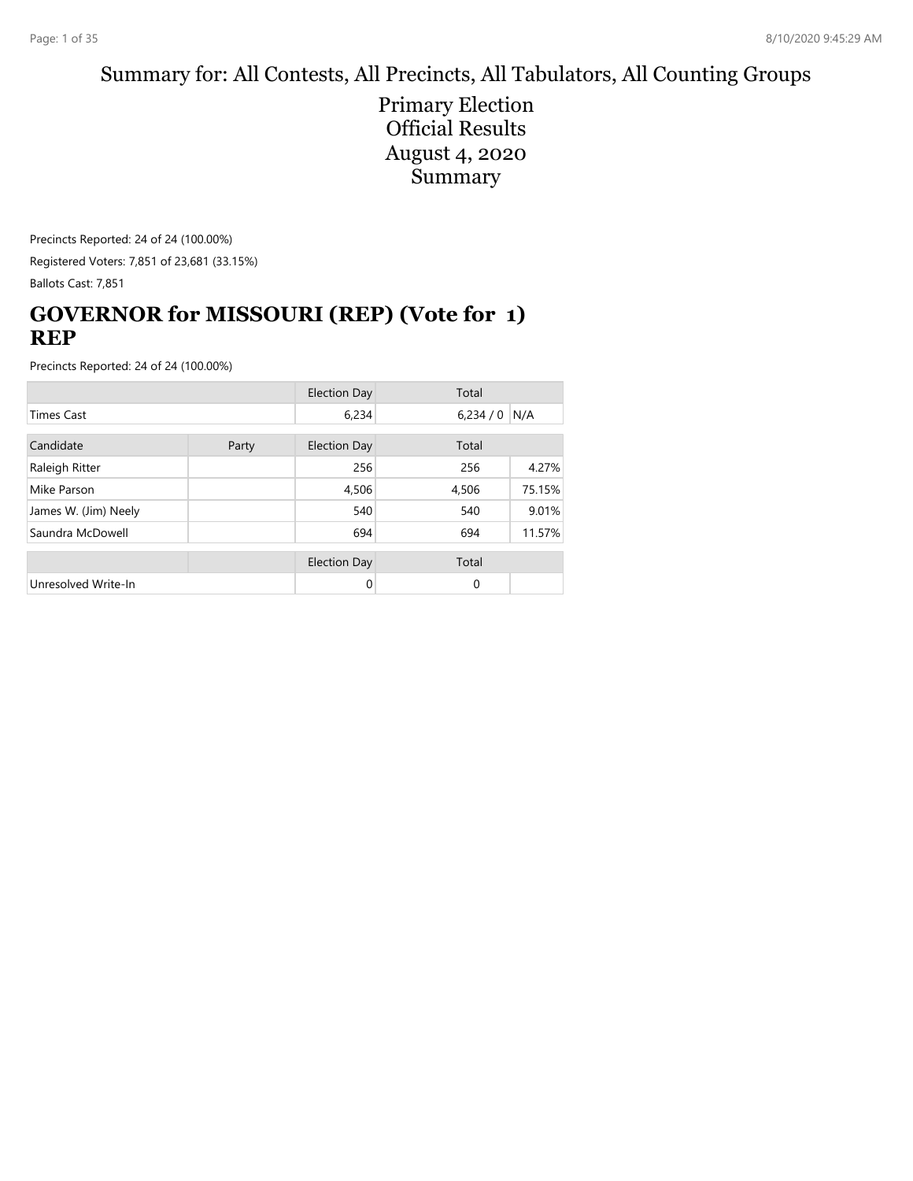# Summary for: All Contests, All Precincts, All Tabulators, All Counting Groups

## Primary Election
## Official Results
## August 4, 2020
## Summary

Precincts Reported: 24 of 24 (100.00%)

Registered Voters: 7,851 of 23,681 (33.15%)

Ballots Cast: 7,851

## GOVERNOR for MISSOURI (REP) (Vote for 1) REP

Precincts Reported: 24 of 24 (100.00%)

| | | Election Day | Total | |
|---|---|---|---|---|
| Times Cast | | 6,234 | 6,234 / 0 | N/A |

| Candidate | Party | Election Day | Total | |
|---|---|---|---|---|
| Raleigh Ritter | | 256 | 256 | 4.27% |
| Mike Parson | | 4,506 | 4,506 | 75.15% |
| James W. (Jim) Neely | | 540 | 540 | 9.01% |
| Saundra McDowell | | 694 | 694 | 11.57% |

| | | Election Day | Total | |
|---|---|---|---|---|
| Unresolved Write-In | | 0 | 0 | |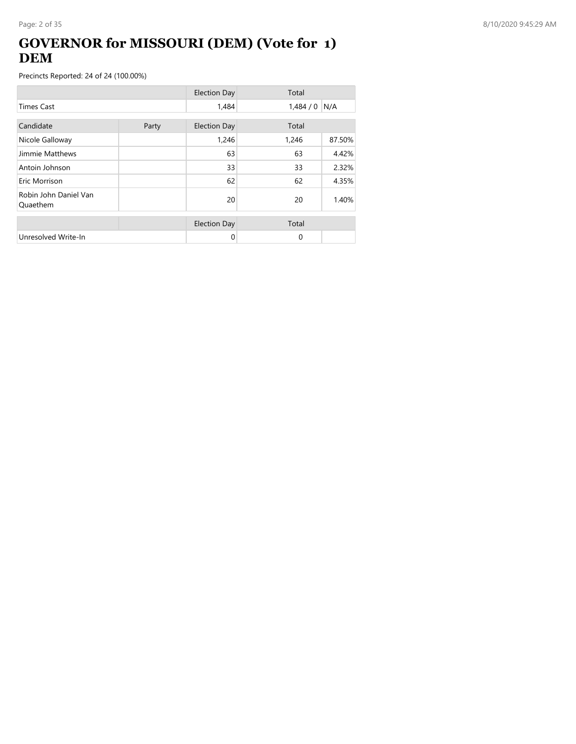# GOVERNOR for MISSOURI (DEM) (Vote for 1) DEM

Precincts Reported: 24 of 24 (100.00%)

| | | Election Day | Total | |
|---|---|---|---|---|
| Times Cast | | 1,484 | 1,484 / 0 | N/A |

| Candidate | Party | Election Day | Total | |
|---|---|---|---|---|
| Nicole Galloway | | 1,246 | 1,246 | 87.50% |
| Jimmie Matthews | | 63 | 63 | 4.42% |
| Antoin Johnson | | 33 | 33 | 2.32% |
| Eric Morrison | | 62 | 62 | 4.35% |
| Robin John Daniel Van Quaethem | | 20 | 20 | 1.40% |

| | | Election Day | Total | |
|---|---|---|---|---|
| Unresolved Write-In | | 0 | 0 | |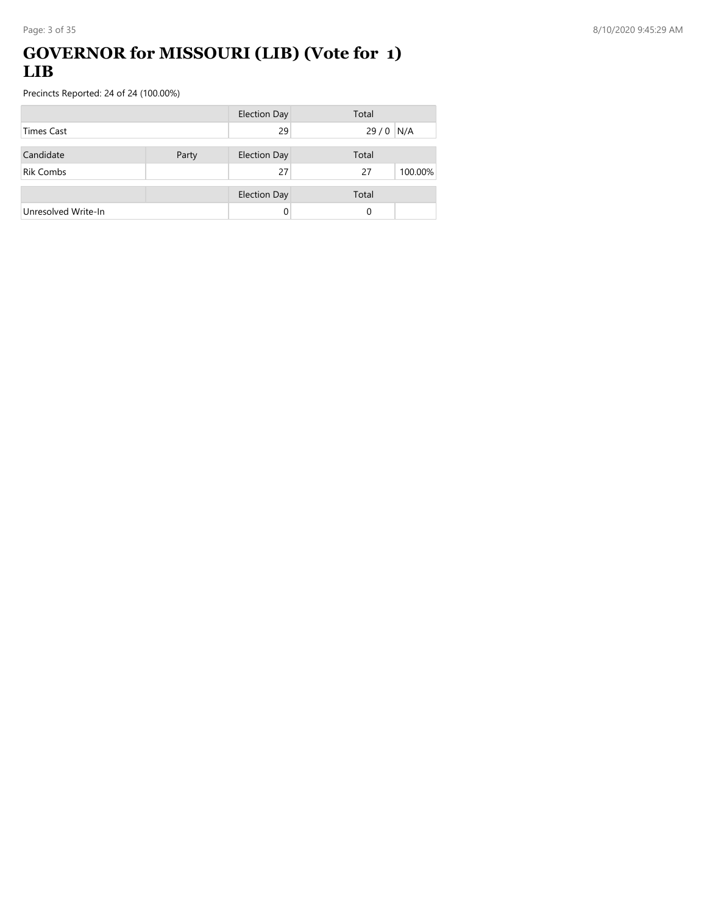# GOVERNOR for MISSOURI (LIB) (Vote for 1) LIB

Precincts Reported: 24 of 24 (100.00%)

| | | Election Day | Total | |
|---|---|---|---|---|
| Times Cast | | 29 | 29 / 0 | N/A |

| Candidate | Party | Election Day | Total | |
|---|---|---|---|---|
| Rik Combs | | 27 | 27 | 100.00% |

| | | Election Day | Total | |
|---|---|---|---|---|
| Unresolved Write-In | | 0 | 0 | |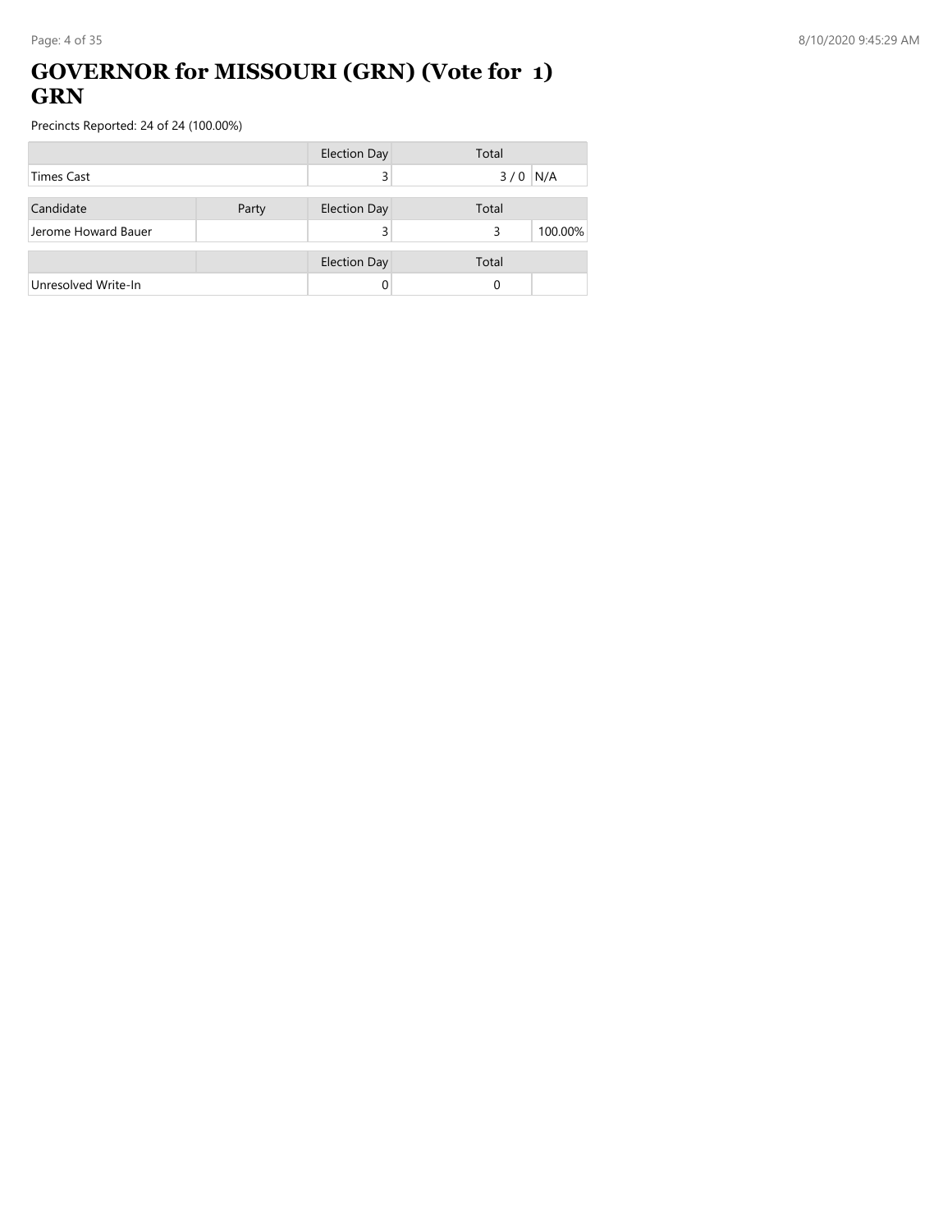# GOVERNOR for MISSOURI (GRN) (Vote for 1) GRN

Precincts Reported: 24 of 24 (100.00%)

| | Election Day | Total | |
|---|---|---|---|
| Times Cast | 3 | 3 / 0 | N/A |

| Candidate | Party | Election Day | Total | |
|---|---|---|---|---|
| Jerome Howard Bauer | | 3 | 3 | 100.00% |

| | | Election Day | Total | |
|---|---|---|---|---|
| Unresolved Write-In | | 0 | 0 | |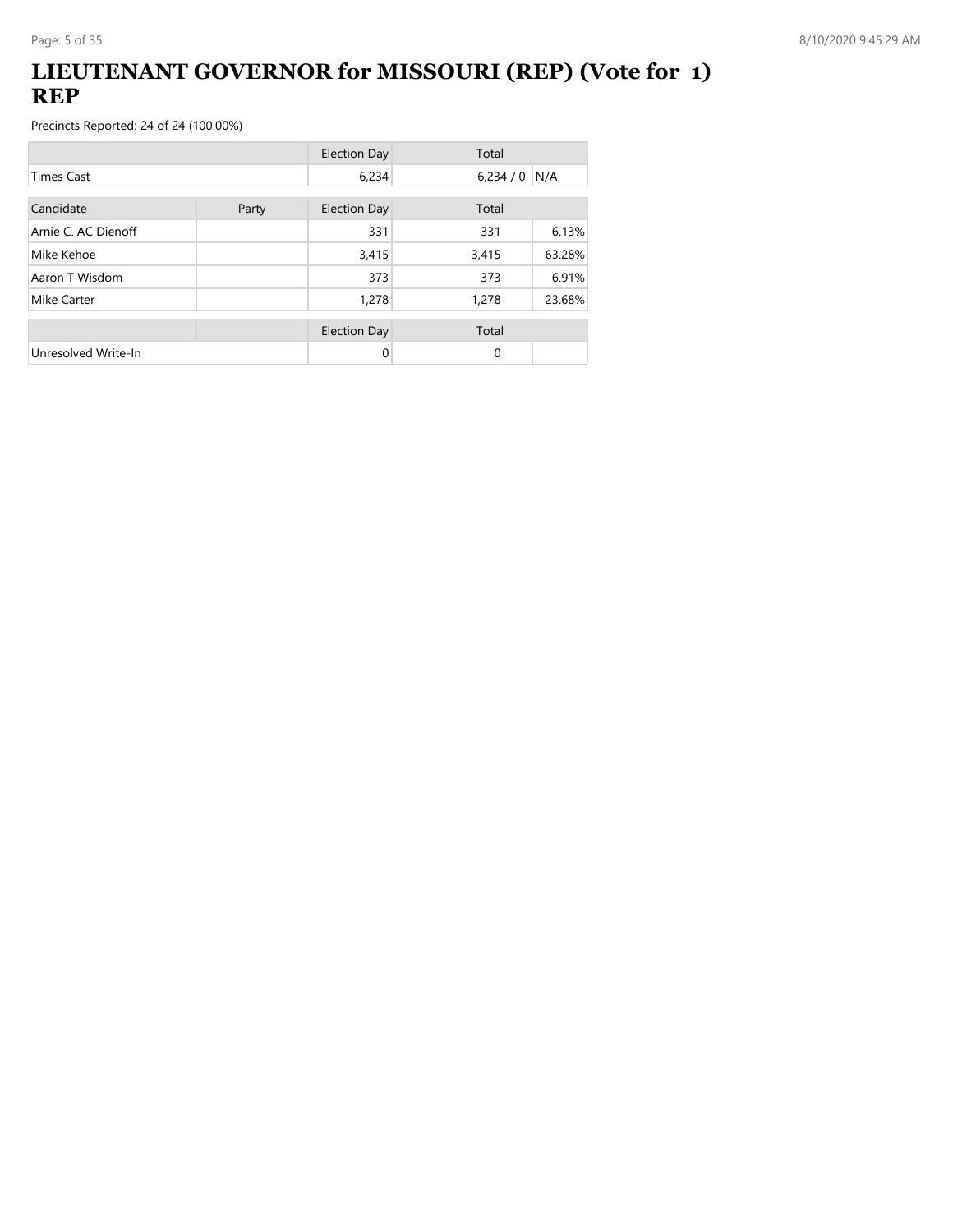# LIEUTENANT GOVERNOR for MISSOURI (REP) (Vote for 1) REP

Precincts Reported: 24 of 24 (100.00%)

| | | Election Day | Total | |
|---|---|---|---|---|
| Times Cast | | 6,234 | 6,234 / 0 | N/A |

| Candidate | Party | Election Day | Total | |
|---|---|---|---|---|
| Arnie C. AC Dienoff | | 331 | 331 | 6.13% |
| Mike Kehoe | | 3,415 | 3,415 | 63.28% |
| Aaron T Wisdom | | 373 | 373 | 6.91% |
| Mike Carter | | 1,278 | 1,278 | 23.68% |

| | | Election Day | Total | |
|---|---|---|---|---|
| Unresolved Write-In | | 0 | 0 | |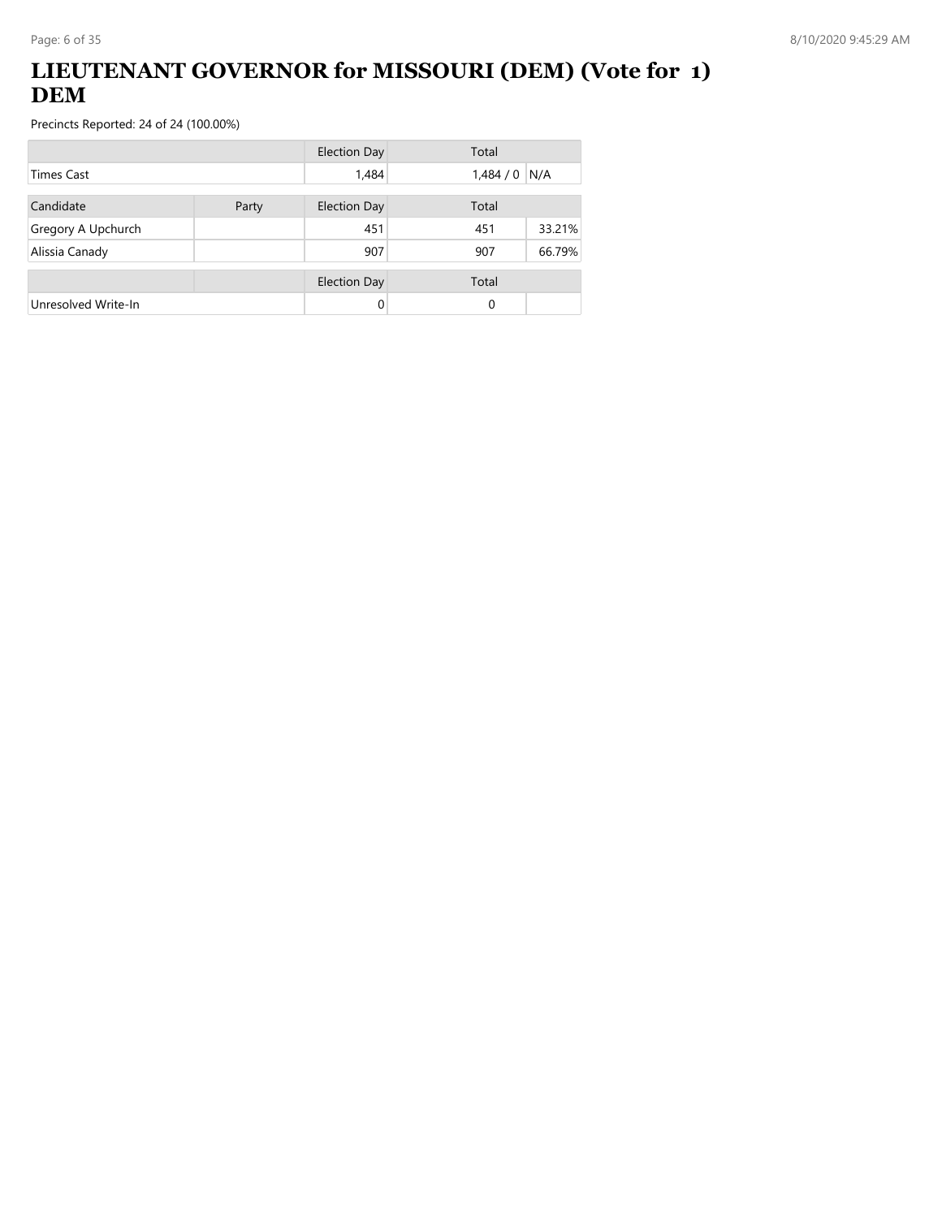# LIEUTENANT GOVERNOR for MISSOURI (DEM) (Vote for 1) DEM

Precincts Reported: 24 of 24 (100.00%)

| | | Election Day | Total | |
|---|---|---|---|---|
| Times Cast | | 1,484 | 1,484 / 0 | N/A |

| Candidate | Party | Election Day | Total | |
|---|---|---|---|---|
| Gregory A Upchurch | | 451 | 451 | 33.21% |
| Alissia Canady | | 907 | 907 | 66.79% |

| | | Election Day | Total | |
|---|---|---|---|---|
| Unresolved Write-In | | 0 | 0 | |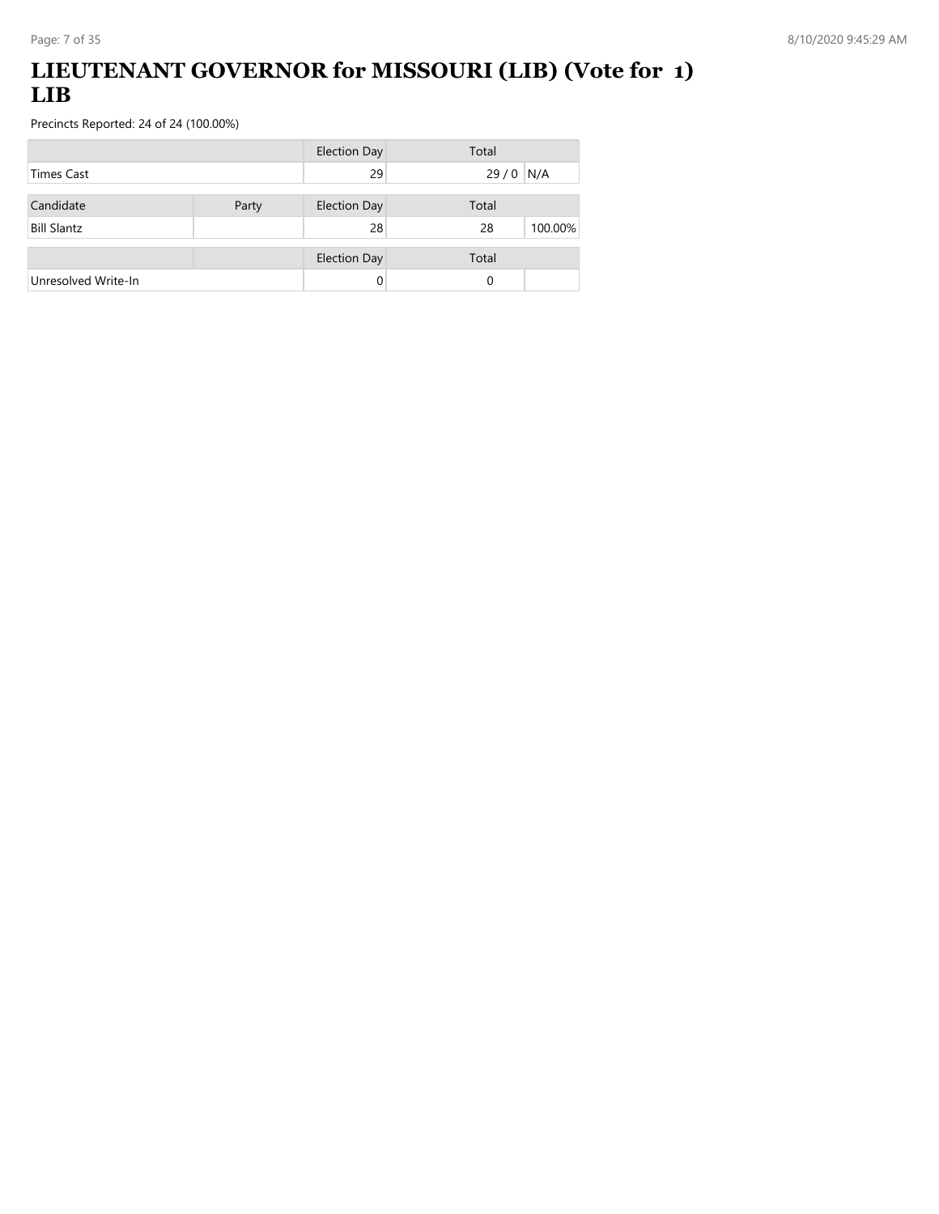# LIEUTENANT GOVERNOR for MISSOURI (LIB) (Vote for 1) LIB

Precincts Reported: 24 of 24 (100.00%)

| | | Election Day | Total | |
|---|---|---|---|---|
| Times Cast | | 29 | 29 / 0 | N/A |

| Candidate | Party | Election Day | Total | |
|---|---|---|---|---|
| Bill Slantz | | 28 | 28 | 100.00% |

| | | Election Day | Total | |
|---|---|---|---|---|
| Unresolved Write-In | | 0 | 0 | |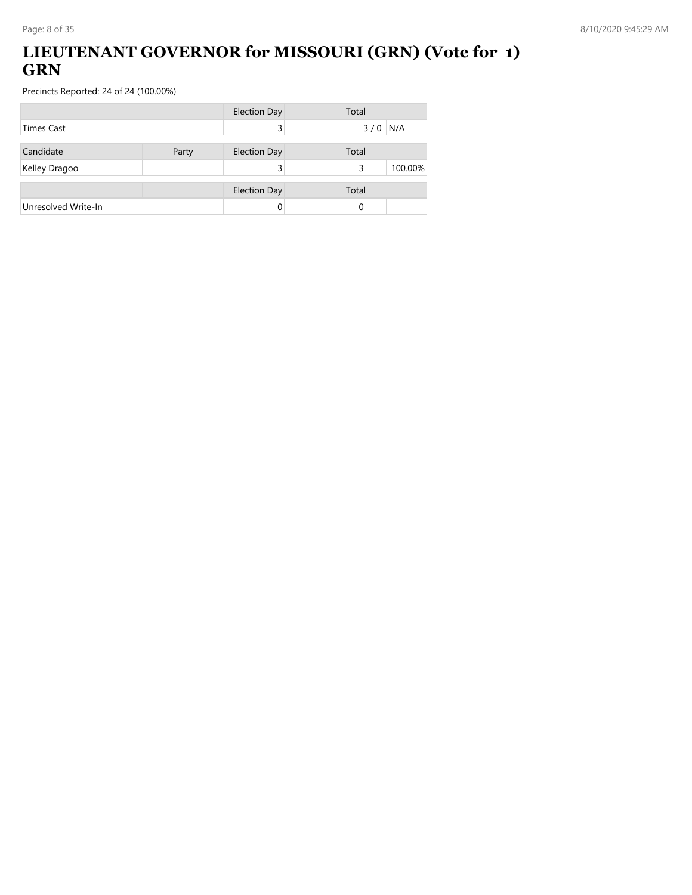# LIEUTENANT GOVERNOR for MISSOURI (GRN) (Vote for 1) GRN

Precincts Reported: 24 of 24 (100.00%)

| | | Election Day | Total | |
|---|---|---|---|---|
| Times Cast | | 3 | 3 / 0 | N/A |

| Candidate | Party | Election Day | Total | |
|---|---|---|---|---|
| Kelley Dragoo | | 3 | 3 | 100.00% |

| | | Election Day | Total | |
|---|---|---|---|---|
| Unresolved Write-In | | 0 | 0 | |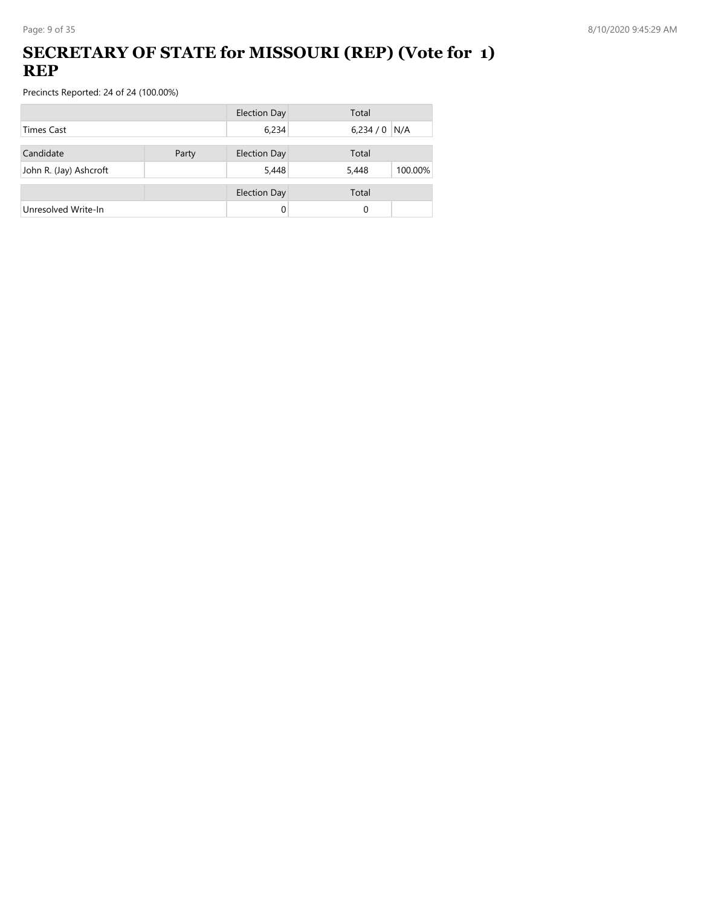# SECRETARY OF STATE for MISSOURI (REP) (Vote for 1) REP

Precincts Reported: 24 of 24 (100.00%)

| | | Election Day | Total | |
|---|---|---|---|---|
| Times Cast | | 6,234 | 6,234 / 0 | N/A |

| Candidate | Party | Election Day | Total | |
|---|---|---|---|---|
| John R. (Jay) Ashcroft | | 5,448 | 5,448 | 100.00% |

| | | Election Day | Total | |
|---|---|---|---|---|
| Unresolved Write-In | | 0 | 0 | |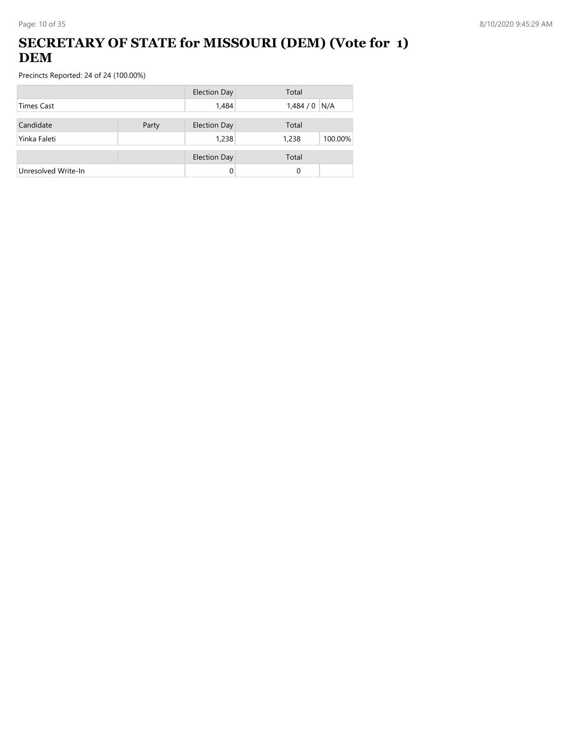# SECRETARY OF STATE for MISSOURI (DEM) (Vote for 1) DEM

Precincts Reported: 24 of 24 (100.00%)

| | | Election Day | Total | |
|---|---|---|---|---|
| Times Cast | | 1,484 | 1,484 / 0 | N/A |

| Candidate | Party | Election Day | Total | |
|---|---|---|---|---|
| Yinka Faleti | | 1,238 | 1,238 | 100.00% |

| | | Election Day | Total | |
|---|---|---|---|---|
| Unresolved Write-In | | 0 | 0 | |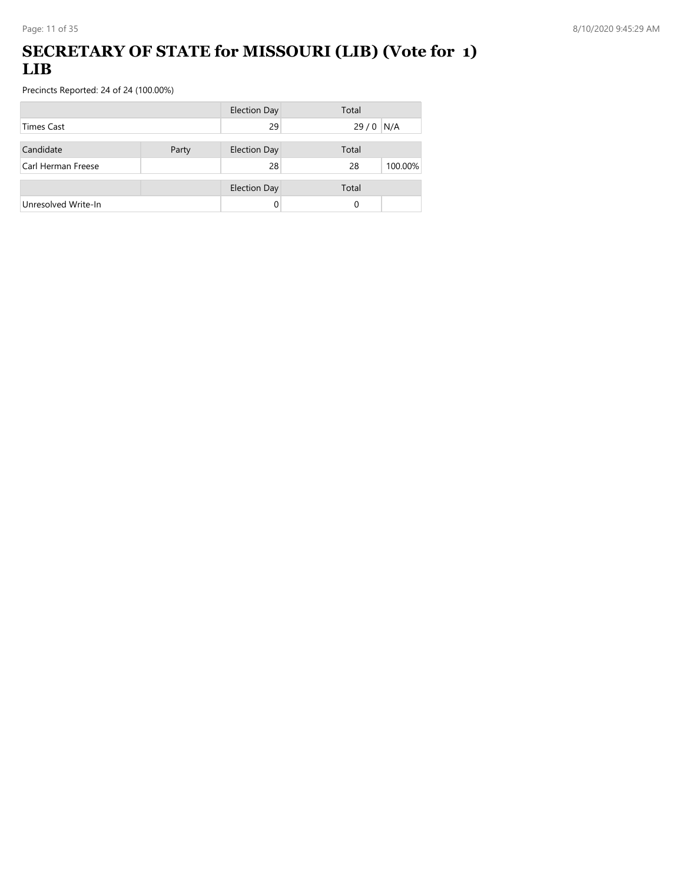# SECRETARY OF STATE for MISSOURI (LIB) (Vote for 1) LIB

Precincts Reported: 24 of 24 (100.00%)

| | | Election Day | Total | |
|---|---|---|---|---|
| Times Cast | | 29 | 29 / 0 | N/A |

| Candidate | Party | Election Day | Total | |
|---|---|---|---|---|
| Carl Herman Freese | | 28 | 28 | 100.00% |

| | | Election Day | Total | |
|---|---|---|---|---|
| Unresolved Write-In | | 0 | 0 | |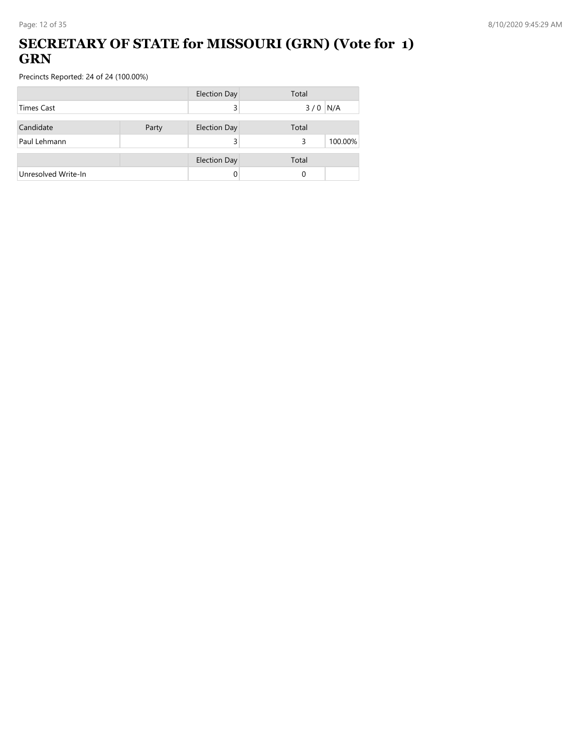# SECRETARY OF STATE for MISSOURI (GRN) (Vote for 1) GRN

Precincts Reported: 24 of 24 (100.00%)

| | | Election Day | Total | |
|---|---|---|---|---|
| Times Cast | | 3 | 3 / 0 | N/A |

| Candidate | Party | Election Day | Total | |
|---|---|---|---|---|
| Paul Lehmann | | 3 | 3 | 100.00% |

| | | Election Day | Total | |
|---|---|---|---|---|
| Unresolved Write-In | | 0 | 0 | |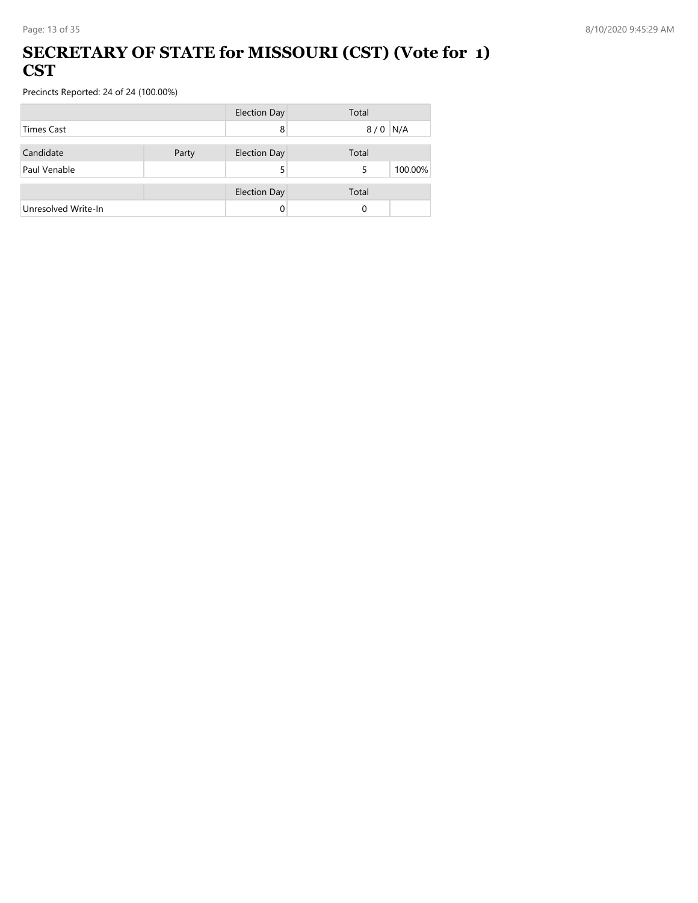# SECRETARY OF STATE for MISSOURI (CST) (Vote for 1) CST

Precincts Reported: 24 of 24 (100.00%)

| | | Election Day | Total | |
|---|---|---|---|---|
| Times Cast | | 8 | 8 / 0 | N/A |

| Candidate | Party | Election Day | Total | |
|---|---|---|---|---|
| Paul Venable | | 5 | 5 | 100.00% |

| | | Election Day | Total | |
|---|---|---|---|---|
| Unresolved Write-In | | 0 | 0 | |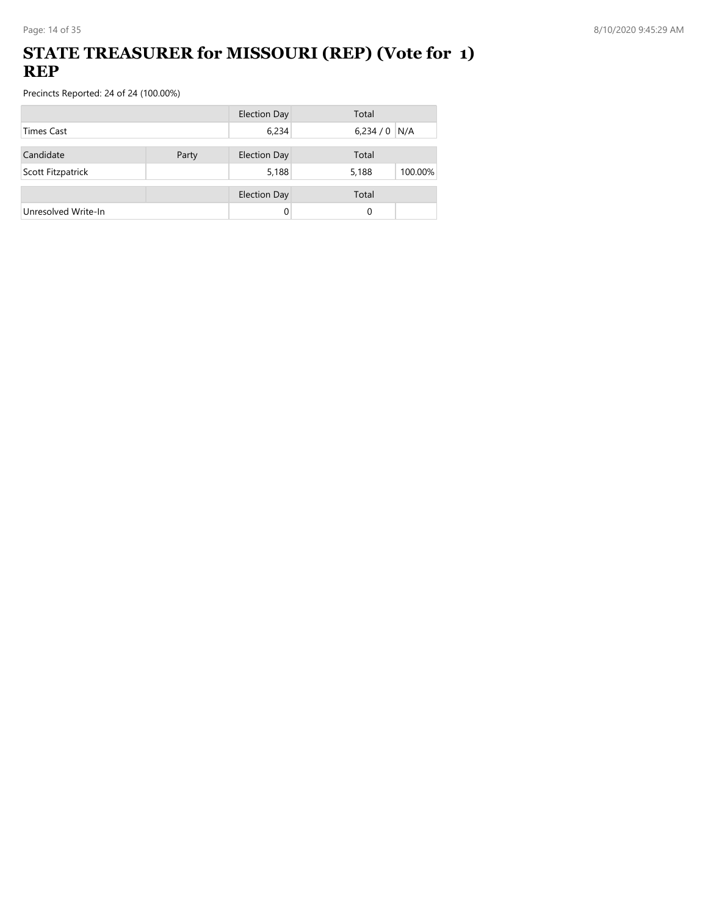# STATE TREASURER for MISSOURI (REP) (Vote for 1) REP

Precincts Reported: 24 of 24 (100.00%)

| | | Election Day | Total | |
|---|---|---|---|---|
| Times Cast | | 6,234 | 6,234 / 0 | N/A |

| Candidate | Party | Election Day | Total | |
|---|---|---|---|---|
| Scott Fitzpatrick | | 5,188 | 5,188 | 100.00% |

| | | Election Day | Total | |
|---|---|---|---|---|
| Unresolved Write-In | | 0 | 0 | |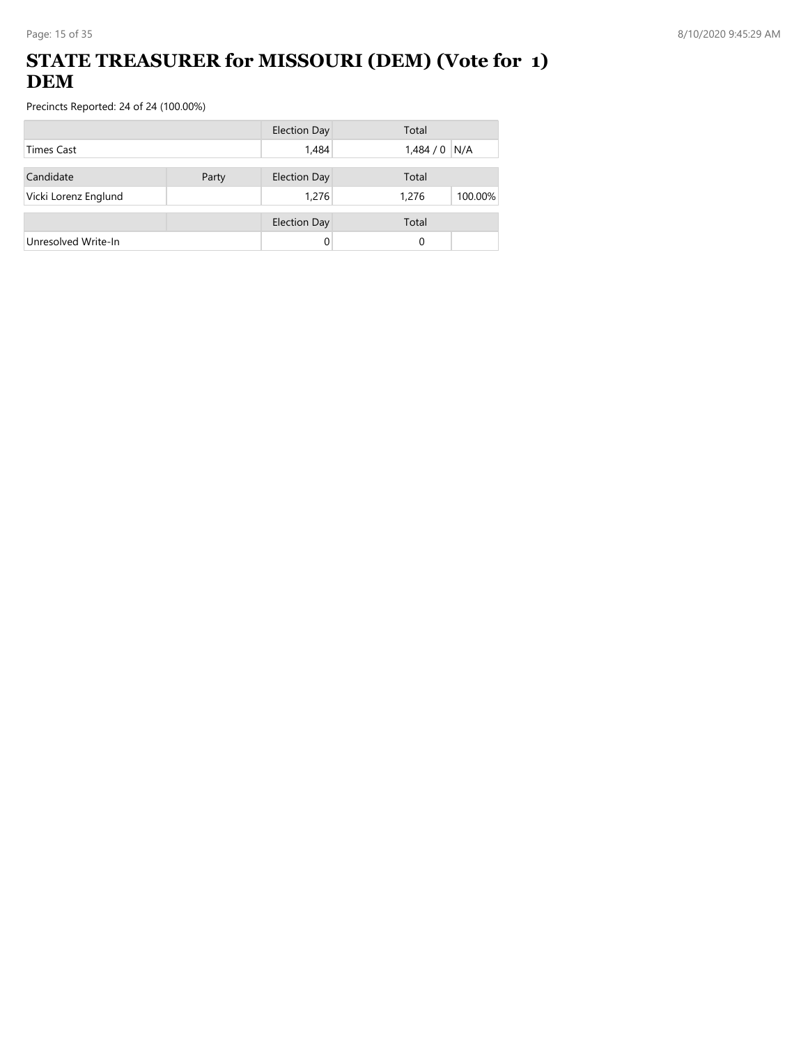# STATE TREASURER for MISSOURI (DEM) (Vote for 1) DEM

Precincts Reported: 24 of 24 (100.00%)

| | | Election Day | Total | |
|---|---|---|---|---|
| Times Cast | | 1,484 | 1,484 / 0 | N/A |

| Candidate | Party | Election Day | Total | |
|---|---|---|---|---|
| Vicki Lorenz Englund | | 1,276 | 1,276 | 100.00% |

| | | Election Day | Total | |
|---|---|---|---|---|
| Unresolved Write-In | | 0 | 0 | |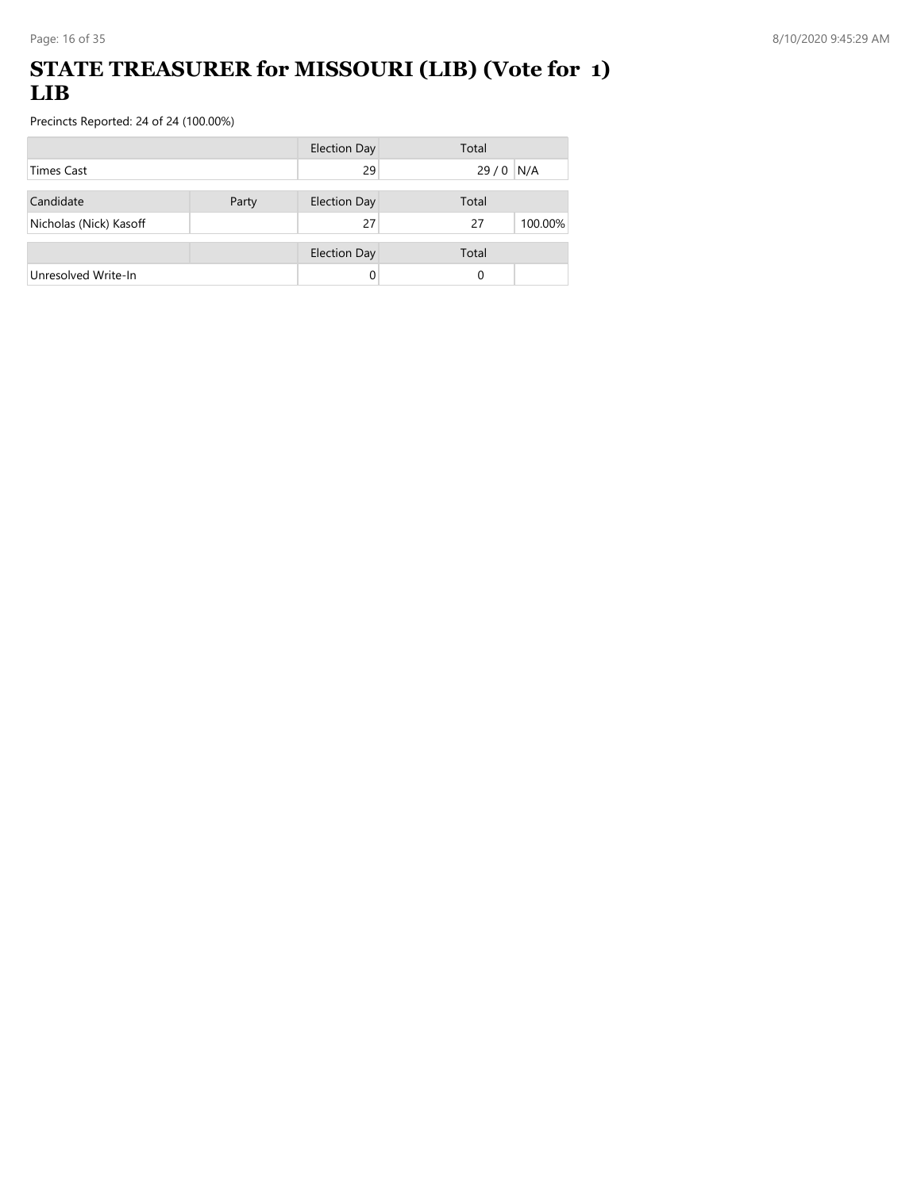# STATE TREASURER for MISSOURI (LIB) (Vote for 1) LIB

Precincts Reported: 24 of 24 (100.00%)

| | | Election Day | Total | |
|---|---|---|---|---|
| Times Cast | | 29 | 29 / 0 | N/A |

| Candidate | Party | Election Day | Total | |
|---|---|---|---|---|
| Nicholas (Nick) Kasoff | | 27 | 27 | 100.00% |

| | | Election Day | Total | |
|---|---|---|---|---|
| Unresolved Write-In | | 0 | 0 | |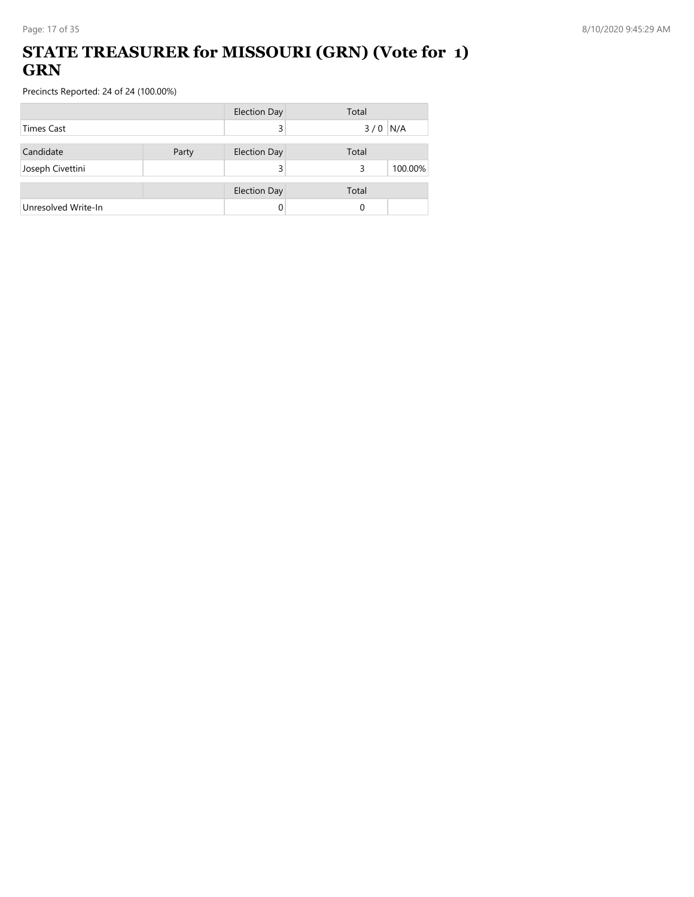# STATE TREASURER for MISSOURI (GRN) (Vote for 1) GRN

Precincts Reported: 24 of 24 (100.00%)

| | | Election Day | Total | |
|---|---|---|---|---|
| Times Cast | | 3 | 3 / 0 | N/A |

| Candidate | Party | Election Day | Total | |
|---|---|---|---|---|
| Joseph Civettini | | 3 | 3 | 100.00% |

| | | Election Day | Total | |
|---|---|---|---|---|
| Unresolved Write-In | | 0 | 0 | |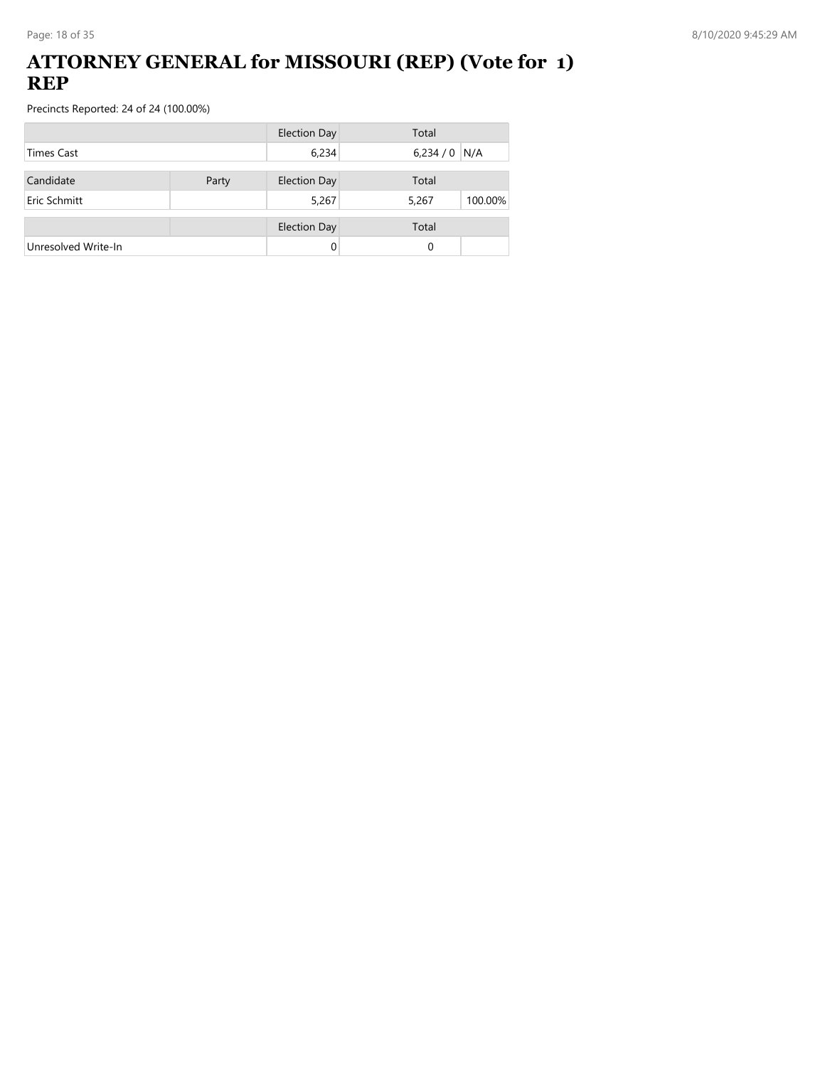# ATTORNEY GENERAL for MISSOURI (REP) (Vote for 1) REP

Precincts Reported: 24 of 24 (100.00%)

| | | Election Day | Total | |
|---|---|---|---|---|
| Times Cast | | 6,234 | 6,234 / 0 | N/A |

| Candidate | Party | Election Day | Total | |
|---|---|---|---|---|
| Eric Schmitt | | 5,267 | 5,267 | 100.00% |

| | | Election Day | Total | |
|---|---|---|---|---|
| Unresolved Write-In | | 0 | 0 | |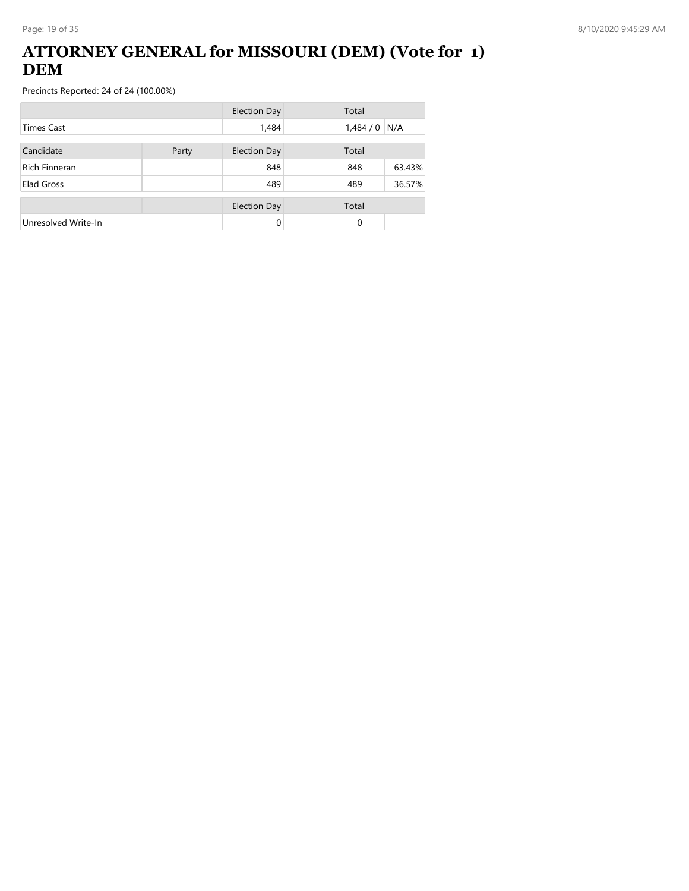# ATTORNEY GENERAL for MISSOURI (DEM) (Vote for 1) DEM

Precincts Reported: 24 of 24 (100.00%)

| | | Election Day | Total | |
|---|---|---|---|---|
| Times Cast | | 1,484 | 1,484 / 0 | N/A |

| Candidate | Party | Election Day | Total | |
|---|---|---|---|---|
| Rich Finneran | | 848 | 848 | 63.43% |
| Elad Gross | | 489 | 489 | 36.57% |

| | | Election Day | Total | |
|---|---|---|---|---|
| Unresolved Write-In | | 0 | 0 | |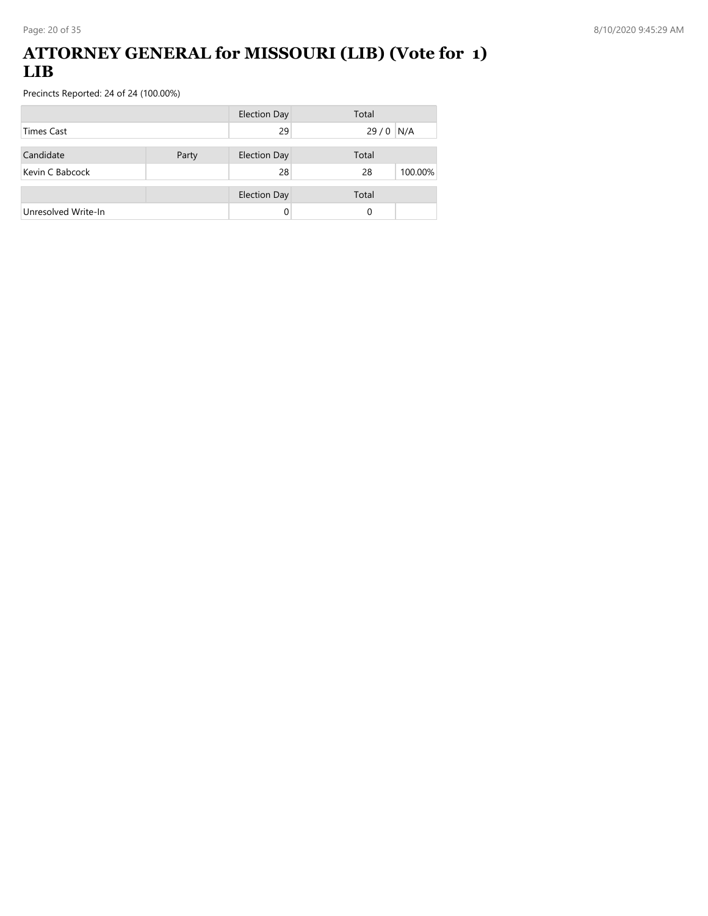# ATTORNEY GENERAL for MISSOURI (LIB) (Vote for 1) LIB

Precincts Reported: 24 of 24 (100.00%)

| | | Election Day | Total | |
|---|---|---|---|---|
| Times Cast | | 29 | 29 / 0 | N/A |

| Candidate | Party | Election Day | Total | |
|---|---|---|---|---|
| Kevin C Babcock | | 28 | 28 | 100.00% |

| | | Election Day | Total | |
|---|---|---|---|---|
| Unresolved Write-In | | 0 | 0 | |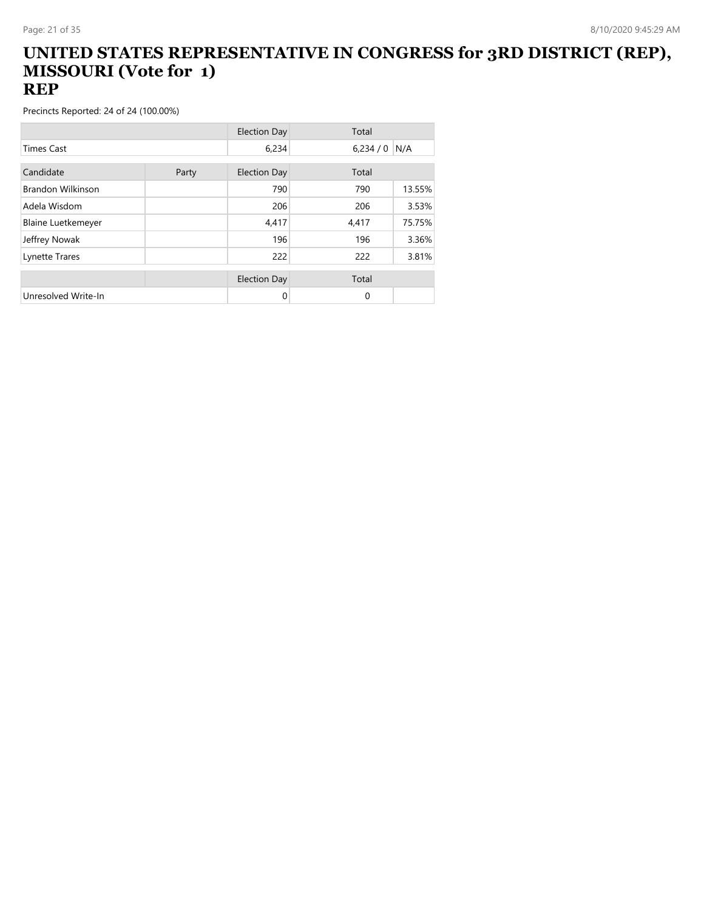# UNITED STATES REPRESENTATIVE IN CONGRESS for 3RD DISTRICT (REP), MISSOURI (Vote for 1)
## REP

Precincts Reported: 24 of 24 (100.00%)

| | | Election Day | Total | |
|---|---|---|---|---|
| Times Cast | | 6,234 | 6,234 / 0 | N/A |

| Candidate | Party | Election Day | Total | |
|---|---|---|---|---|
| Brandon Wilkinson | | 790 | 790 | 13.55% |
| Adela Wisdom | | 206 | 206 | 3.53% |
| Blaine Luetkemeyer | | 4,417 | 4,417 | 75.75% |
| Jeffrey Nowak | | 196 | 196 | 3.36% |
| Lynette Trares | | 222 | 222 | 3.81% |

| | | Election Day | Total | |
|---|---|---|---|---|
| Unresolved Write-In | | 0 | 0 | |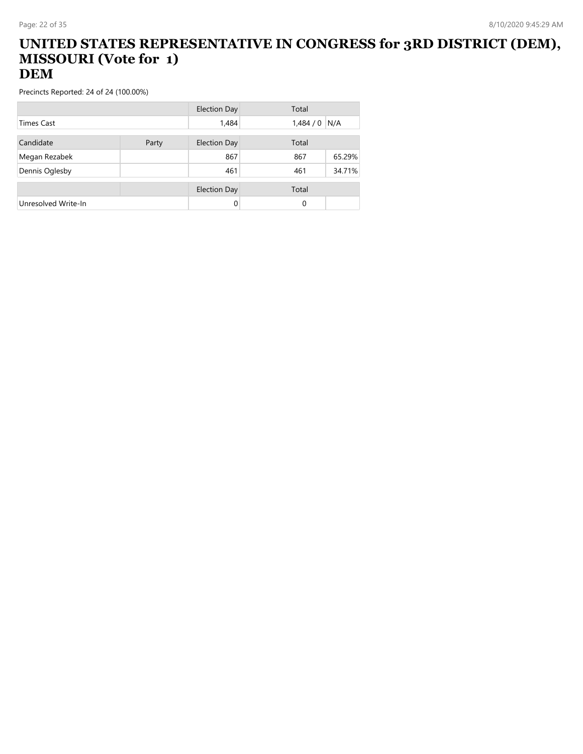# UNITED STATES REPRESENTATIVE IN CONGRESS for 3RD DISTRICT (DEM), MISSOURI (Vote for 1)
# DEM

Precincts Reported: 24 of 24 (100.00%)

| | | Election Day | Total | |
|---|---|---|---|---|
| Times Cast | | 1,484 | 1,484 / 0 | N/A |

| Candidate | Party | Election Day | Total | |
|---|---|---|---|---|
| Megan Rezabek | | 867 | 867 | 65.29% |
| Dennis Oglesby | | 461 | 461 | 34.71% |

| | | Election Day | Total | |
|---|---|---|---|---|
| Unresolved Write-In | | 0 | 0 | |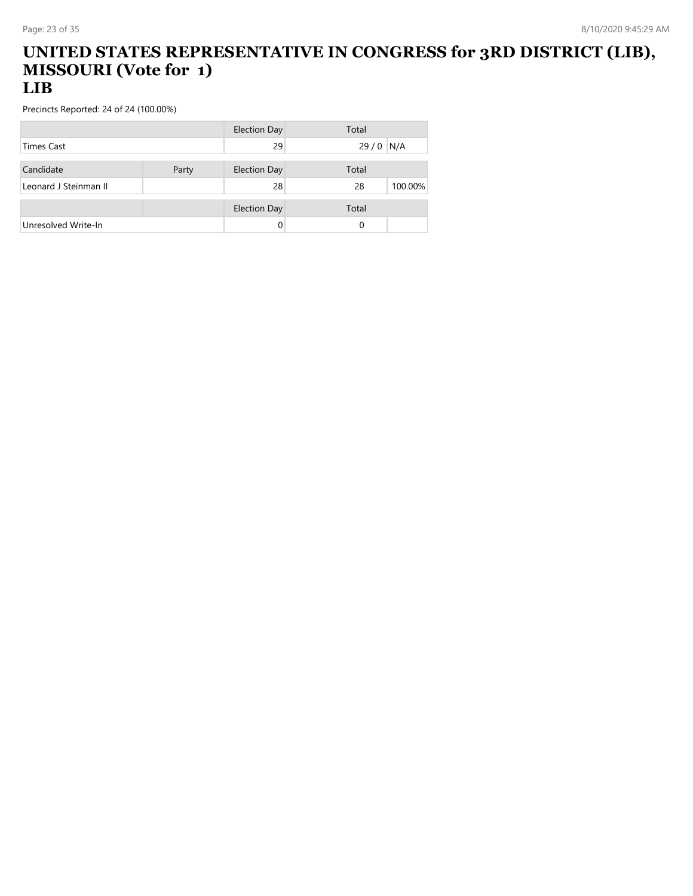# UNITED STATES REPRESENTATIVE IN CONGRESS for 3RD DISTRICT (LIB), MISSOURI (Vote for 1)
## LIB

Precincts Reported: 24 of 24 (100.00%)

| | | Election Day | Total | |
|---|---|---|---|---|
| Times Cast | | 29 | 29 / 0 | N/A |

| Candidate | Party | Election Day | Total | |
|---|---|---|---|---|
| Leonard J Steinman II | | 28 | 28 | 100.00% |

| | | Election Day | Total | |
|---|---|---|---|---|
| Unresolved Write-In | | 0 | 0 | |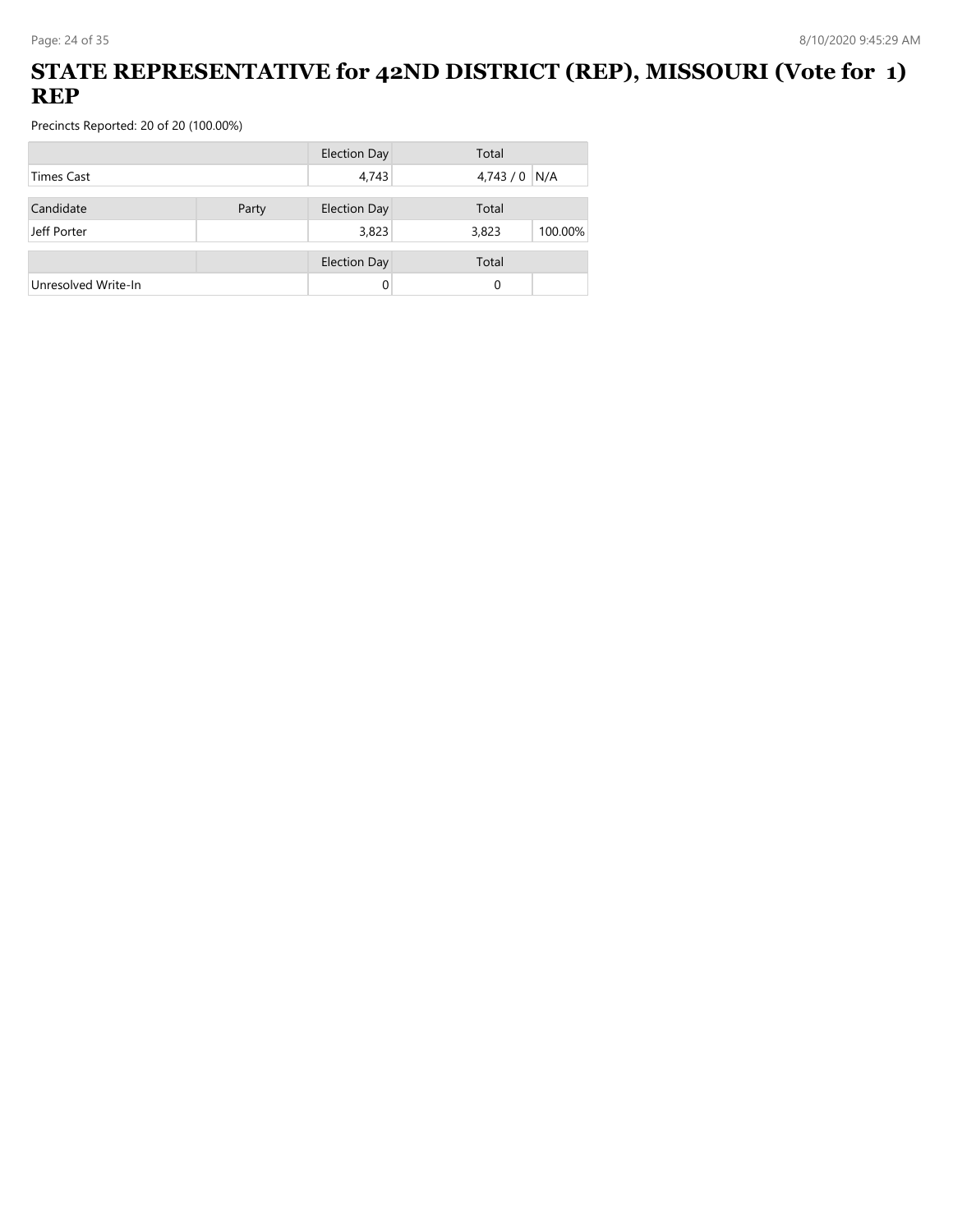# STATE REPRESENTATIVE for 42ND DISTRICT (REP), MISSOURI (Vote for 1) REP

Precincts Reported: 20 of 20 (100.00%)

| | | Election Day | Total | |
|---|---|---|---|---|
| Times Cast | | 4,743 | 4,743 / 0 | N/A |

| Candidate | Party | Election Day | Total | |
|---|---|---|---|---|
| Jeff Porter | | 3,823 | 3,823 | 100.00% |

| | | Election Day | Total | |
|---|---|---|---|---|
| Unresolved Write-In | | 0 | 0 | |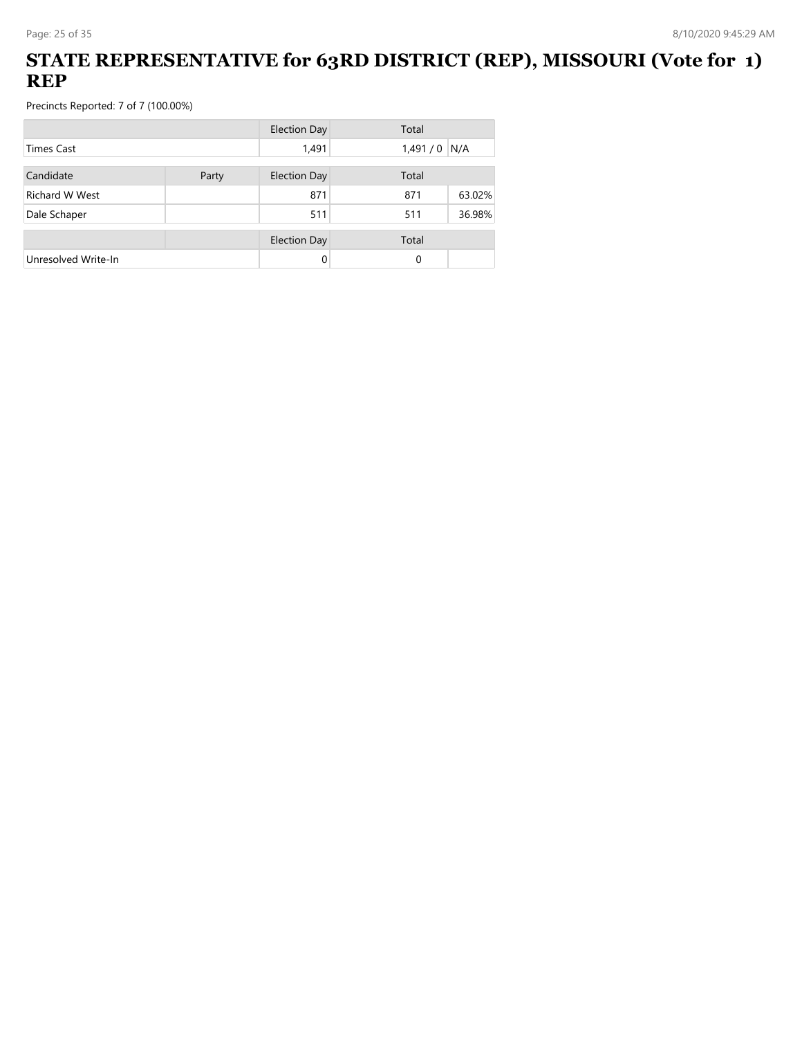# STATE REPRESENTATIVE for 63RD DISTRICT (REP), MISSOURI (Vote for 1) REP

Precincts Reported: 7 of 7 (100.00%)

| | | Election Day | Total | |
|---|---|---|---|---|
| Times Cast | | 1,491 | 1,491 / 0 | N/A |

| Candidate | Party | Election Day | Total | |
|---|---|---|---|---|
| Richard W West | | 871 | 871 | 63.02% |
| Dale Schaper | | 511 | 511 | 36.98% |

| | | Election Day | Total | |
|---|---|---|---|---|
| Unresolved Write-In | | 0 | 0 | |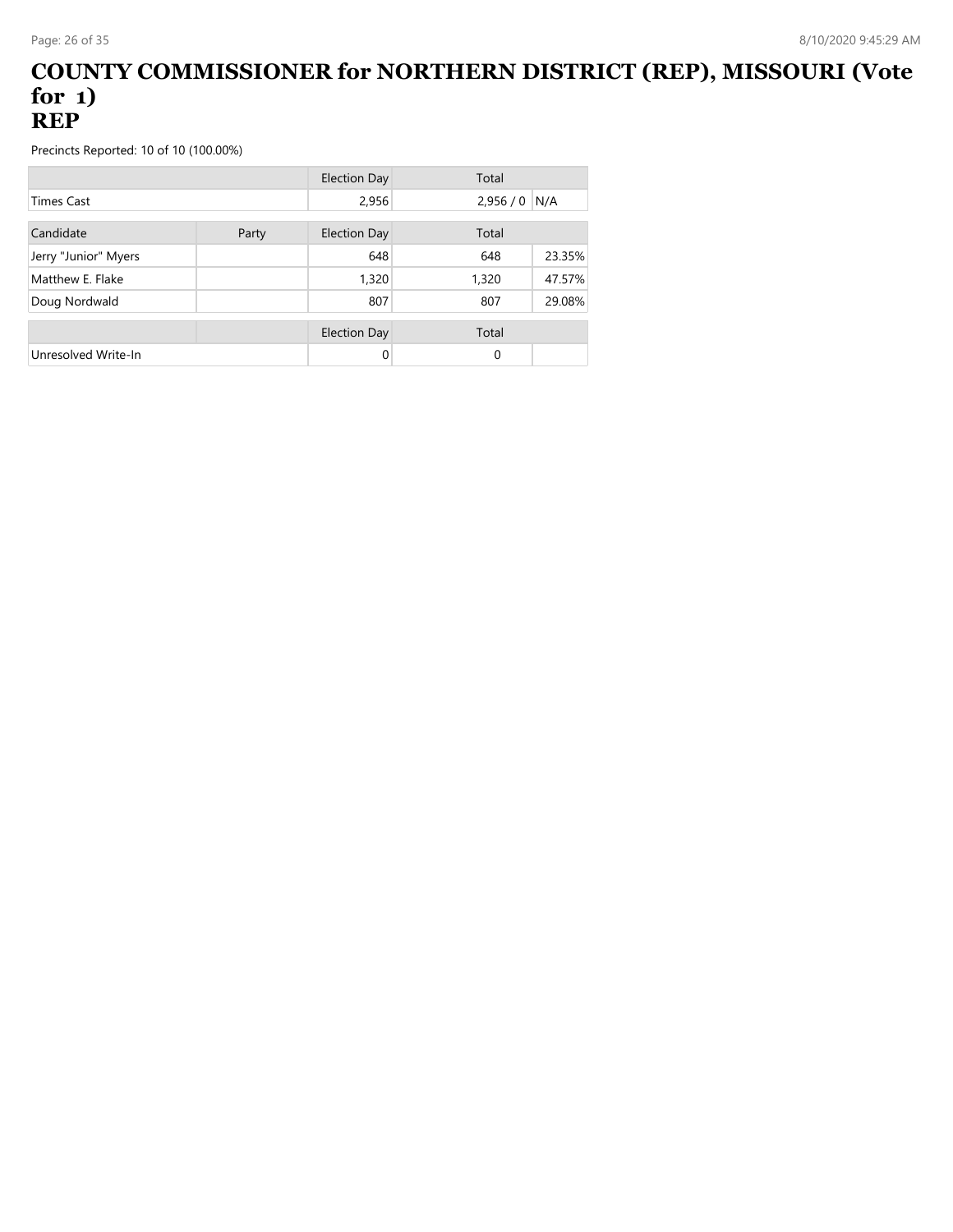# COUNTY COMMISSIONER for NORTHERN DISTRICT (REP), MISSOURI (Vote for 1)
# REP

Precincts Reported: 10 of 10 (100.00%)

| | | Election Day | Total | |
|---|---|---|---|---|
| Times Cast | | 2,956 | 2,956 / 0 | N/A |

| Candidate | Party | Election Day | Total | |
|---|---|---|---|---|
| Jerry "Junior" Myers | | 648 | 648 | 23.35% |
| Matthew E. Flake | | 1,320 | 1,320 | 47.57% |
| Doug Nordwald | | 807 | 807 | 29.08% |

| | | Election Day | Total | |
|---|---|---|---|---|
| Unresolved Write-In | | 0 | 0 | |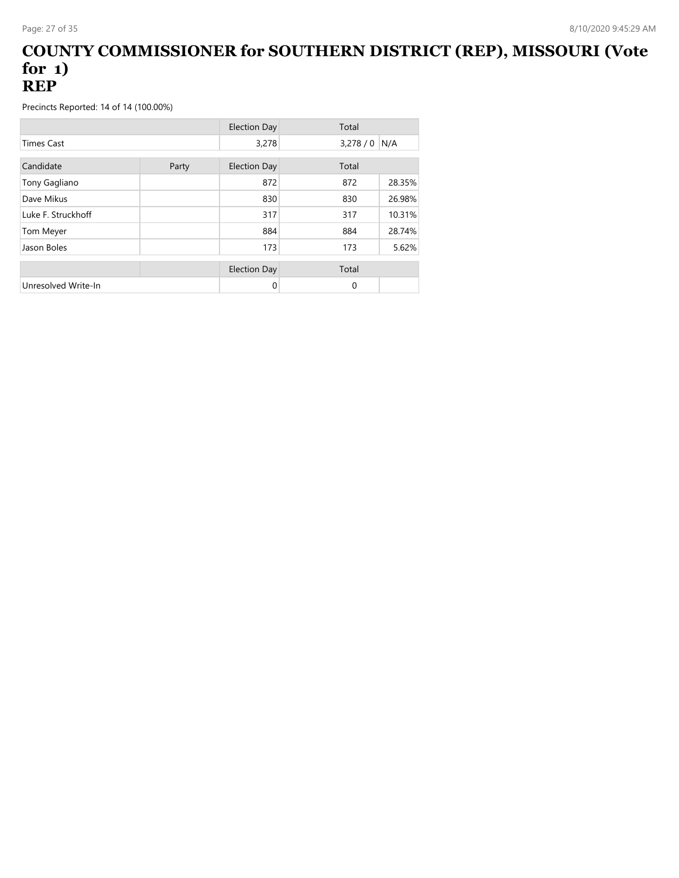# COUNTY COMMISSIONER for SOUTHERN DISTRICT (REP), MISSOURI (Vote for 1)
# REP

Precincts Reported: 14 of 14 (100.00%)

| | | Election Day | Total | |
|---|---|---|---|---|
| Times Cast | | 3,278 | 3,278 / 0 | N/A |

| Candidate | Party | Election Day | Total | |
|---|---|---|---|---|
| Tony Gagliano | | 872 | 872 | 28.35% |
| Dave Mikus | | 830 | 830 | 26.98% |
| Luke F. Struckhoff | | 317 | 317 | 10.31% |
| Tom Meyer | | 884 | 884 | 28.74% |
| Jason Boles | | 173 | 173 | 5.62% |

| | | Election Day | Total | |
|---|---|---|---|---|
| Unresolved Write-In | | 0 | 0 | |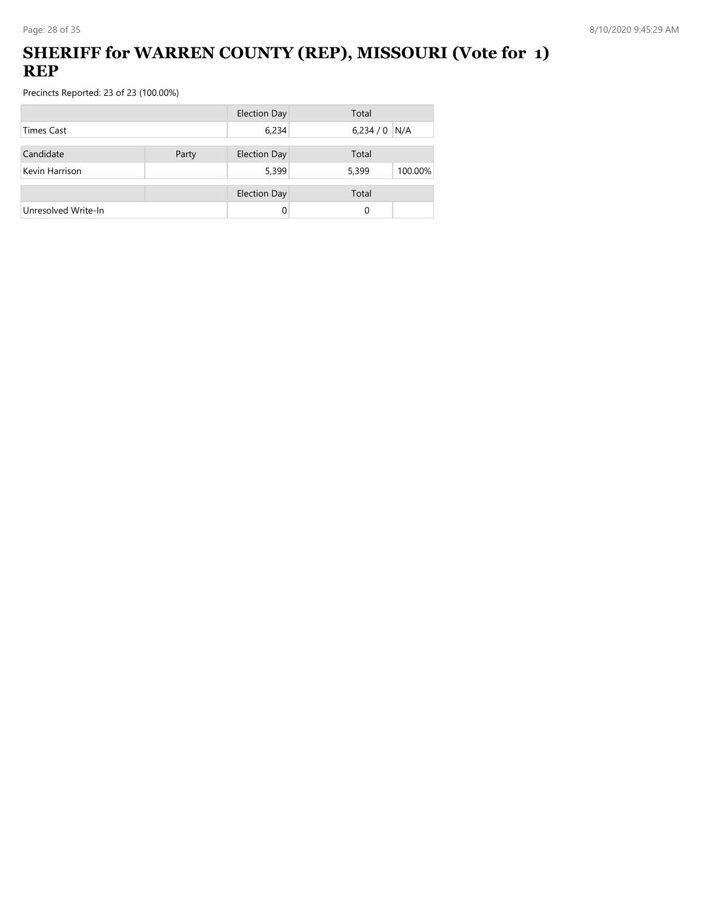# SHERIFF for WARREN COUNTY (REP), MISSOURI (Vote for 1) REP

Precincts Reported: 23 of 23 (100.00%)

| | | Election Day | Total | |
|---|---|---|---|---|
| Times Cast | | 6,234 | 6,234 / 0 | N/A |

| Candidate | Party | Election Day | Total | |
|---|---|---|---|---|
| Kevin Harrison | | 5,399 | 5,399 | 100.00% |

| | | Election Day | Total | |
|---|---|---|---|---|
| Unresolved Write-In | | 0 | 0 | |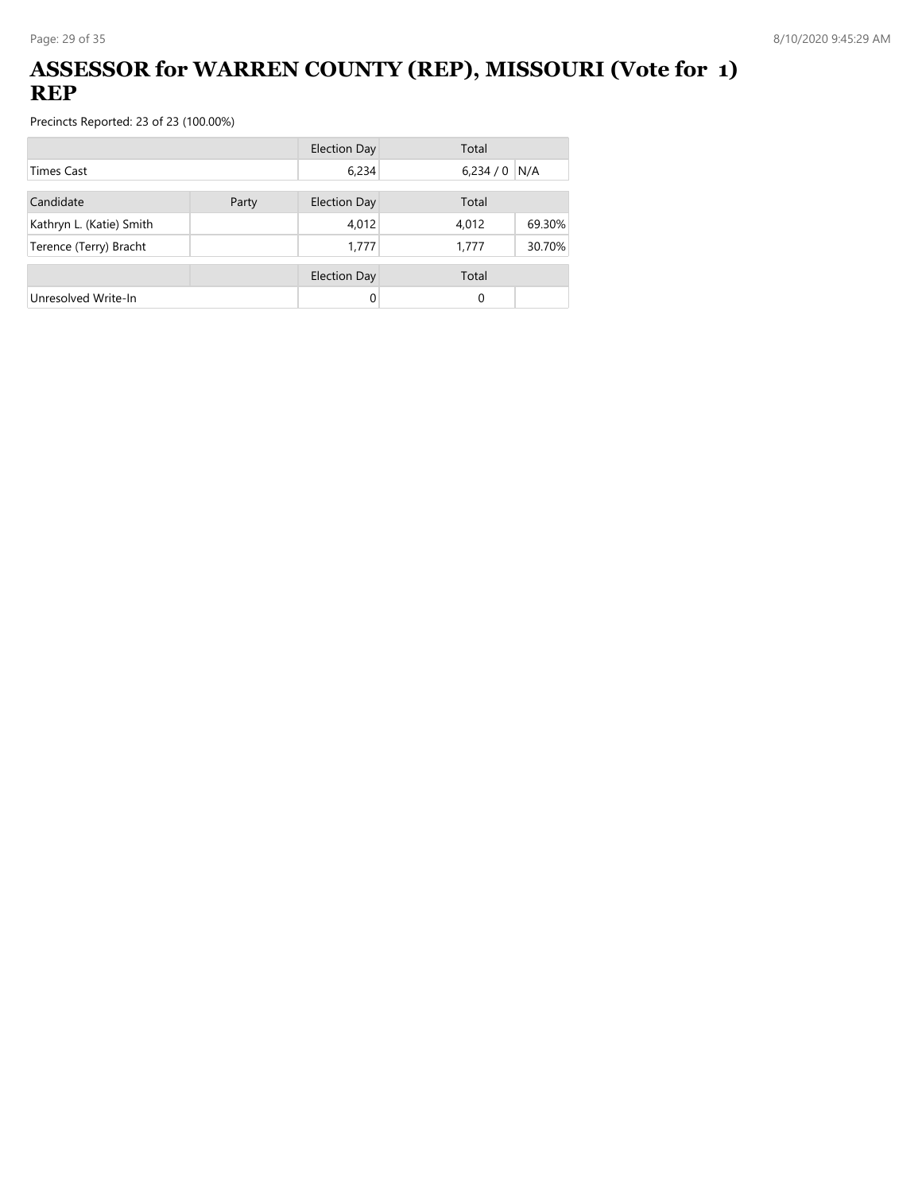# ASSESSOR for WARREN COUNTY (REP), MISSOURI (Vote for 1) REP

Precincts Reported: 23 of 23 (100.00%)

| | | Election Day | Total | |
|---|---|---|---|---|
| Times Cast | | 6,234 | 6,234 / 0 | N/A |

| Candidate | Party | Election Day | Total | |
|---|---|---|---|---|
| Kathryn L. (Katie) Smith | | 4,012 | 4,012 | 69.30% |
| Terence (Terry) Bracht | | 1,777 | 1,777 | 30.70% |

| | | Election Day | Total | |
|---|---|---|---|---|
| Unresolved Write-In | | 0 | 0 | |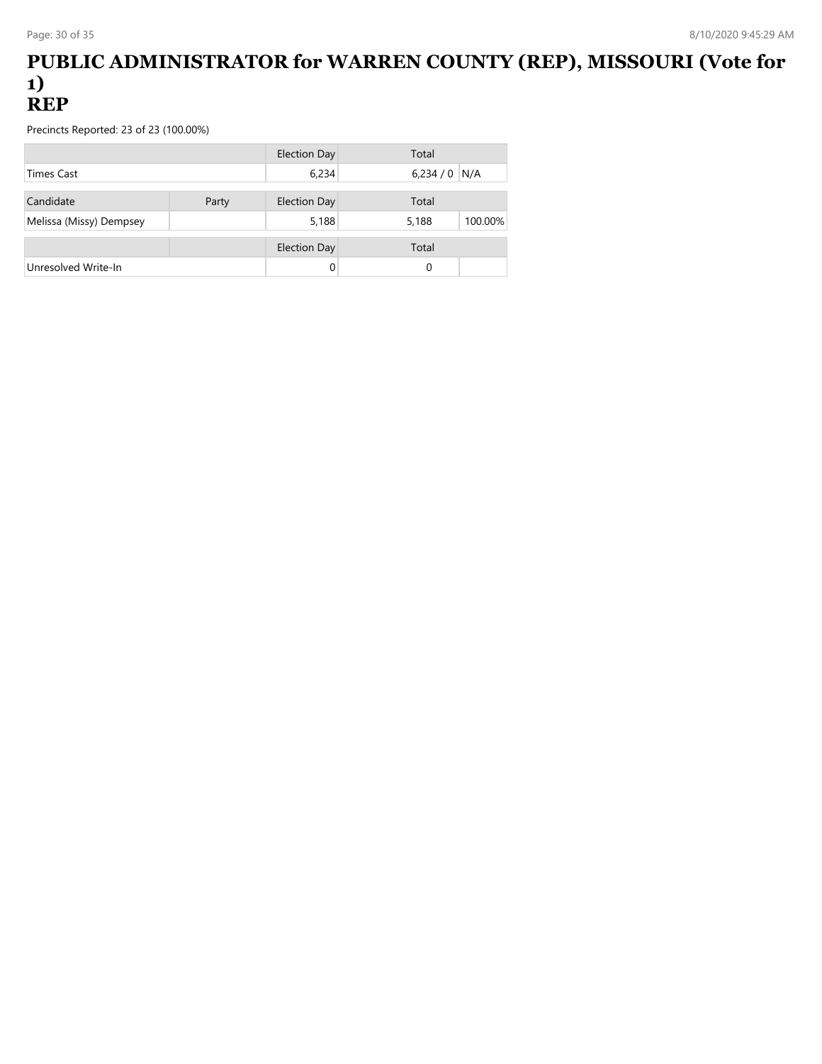# PUBLIC ADMINISTRATOR for WARREN COUNTY (REP), MISSOURI (Vote for 1)
# REP

Precincts Reported: 23 of 23 (100.00%)

| | | Election Day | Total | |
|---|---|---|---|---|
| Times Cast | | 6,234 | 6,234 / 0 | N/A |

| Candidate | Party | Election Day | Total | |
|---|---|---|---|---|
| Melissa (Missy) Dempsey | | 5,188 | 5,188 | 100.00% |

| | | Election Day | Total | |
|---|---|---|---|---|
| Unresolved Write-In | | 0 | 0 | |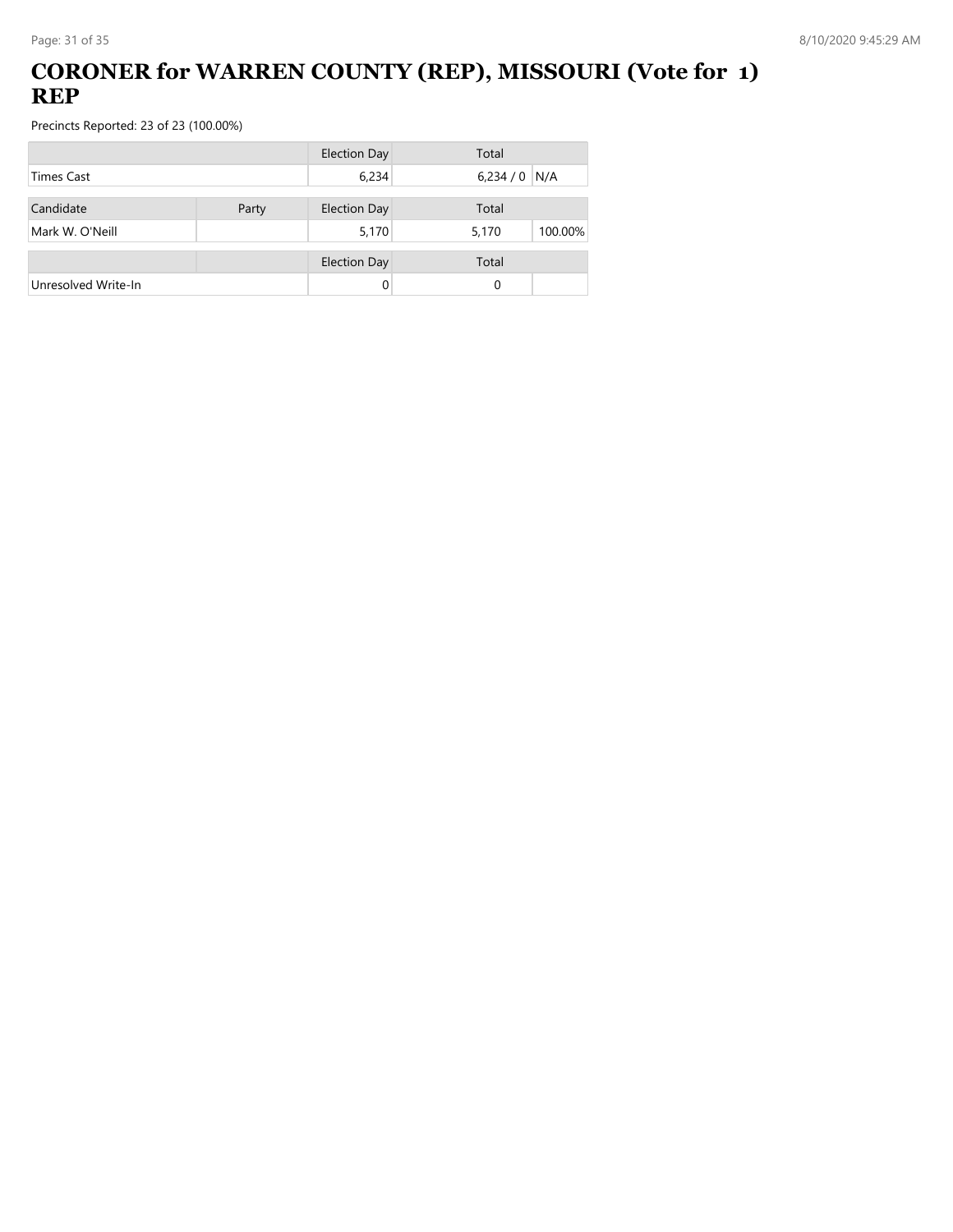# CORONER for WARREN COUNTY (REP), MISSOURI (Vote for 1) REP

Precincts Reported: 23 of 23 (100.00%)

| | | Election Day | Total | |
|---|---|---|---|---|
| Times Cast | | 6,234 | 6,234 / 0 | N/A |

| Candidate | Party | Election Day | Total | |
|---|---|---|---|---|
| Mark W. O'Neill | | 5,170 | 5,170 | 100.00% |

| | | Election Day | Total | |
|---|---|---|---|---|
| Unresolved Write-In | | 0 | 0 | |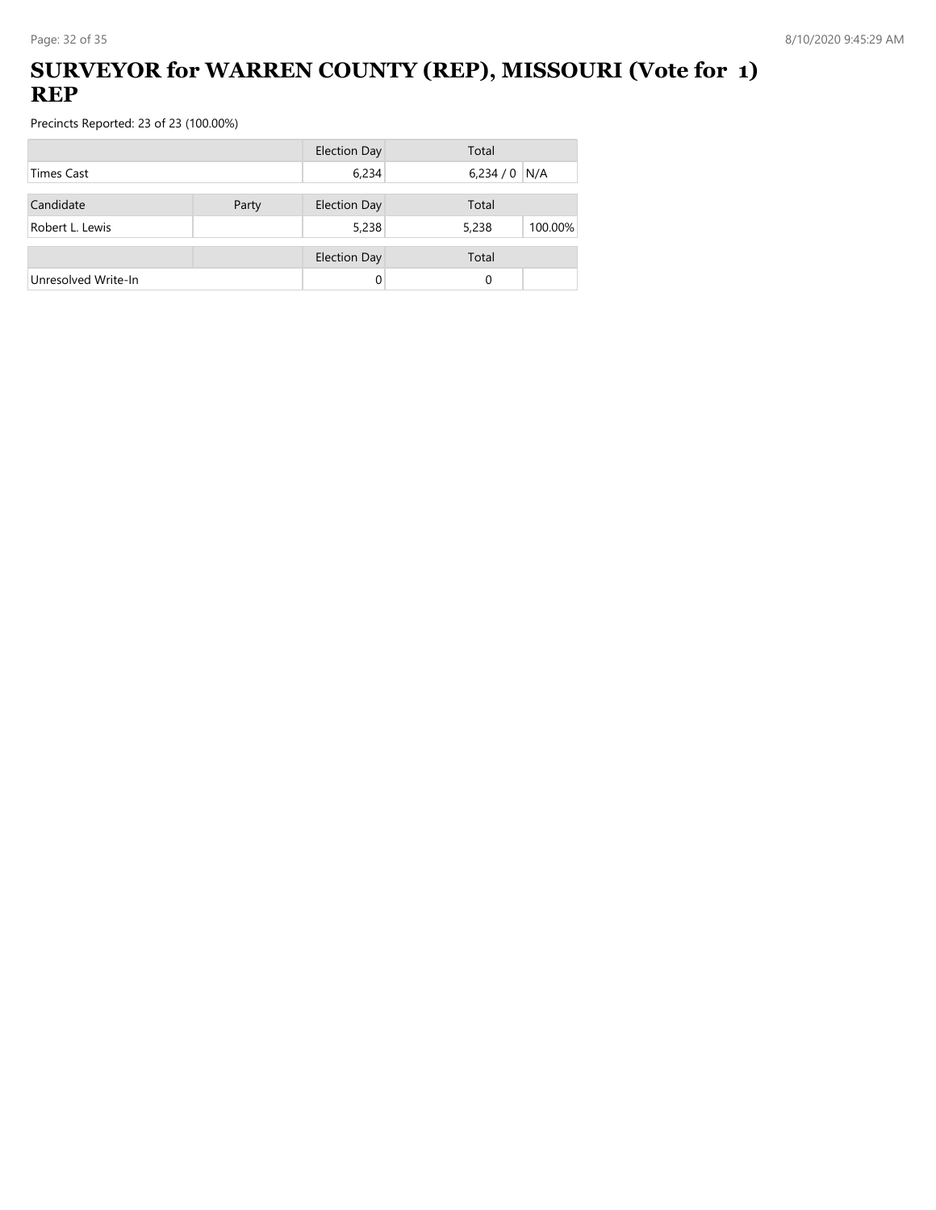# SURVEYOR for WARREN COUNTY (REP), MISSOURI (Vote for 1) REP

Precincts Reported: 23 of 23 (100.00%)

| | | Election Day | Total | |
|---|---|---|---|---|
| Times Cast | | 6,234 | 6,234 / 0 | N/A |

| Candidate | Party | Election Day | Total | |
|---|---|---|---|---|
| Robert L. Lewis | | 5,238 | 5,238 | 100.00% |

| | | Election Day | Total | |
|---|---|---|---|---|
| Unresolved Write-In | | 0 | 0 | |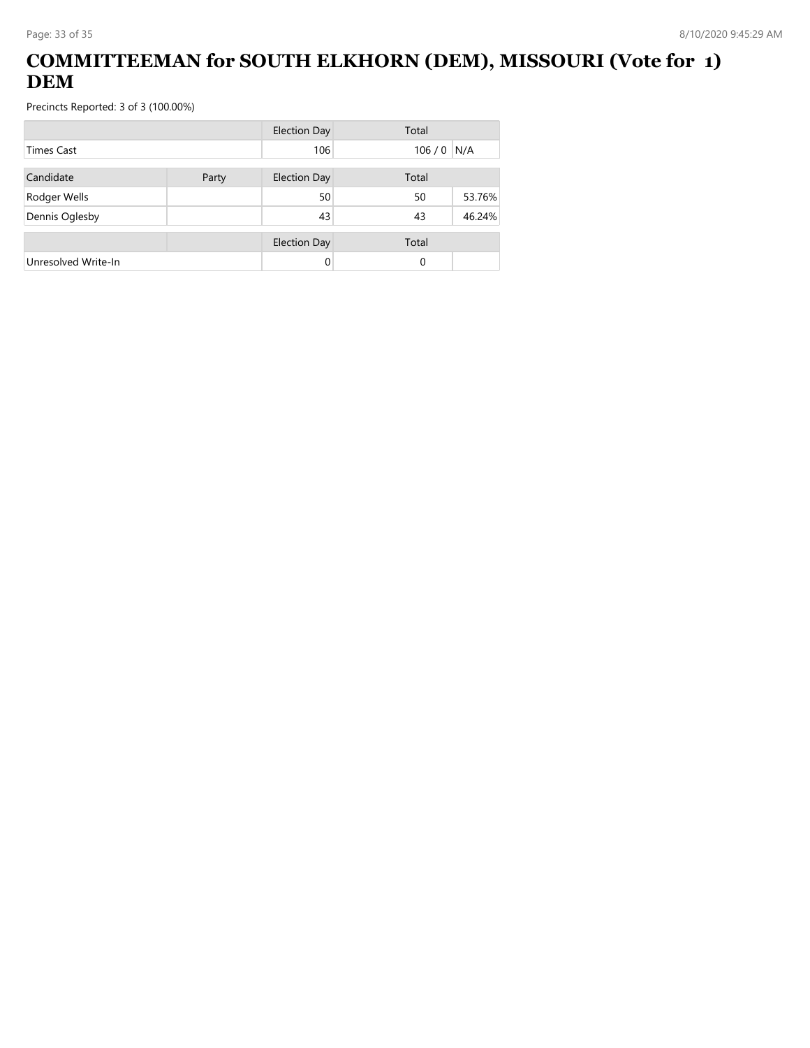# COMMITTEEMAN for SOUTH ELKHORN (DEM), MISSOURI (Vote for 1) DEM

Precincts Reported: 3 of 3 (100.00%)

| | | Election Day | Total | |
|---|---|---|---|---|
| Times Cast | | 106 | 106 / 0 | N/A |

| Candidate | Party | Election Day | Total | |
|---|---|---|---|---|
| Rodger Wells | | 50 | 50 | 53.76% |
| Dennis Oglesby | | 43 | 43 | 46.24% |

| | | Election Day | Total | |
|---|---|---|---|---|
| Unresolved Write-In | | 0 | 0 | |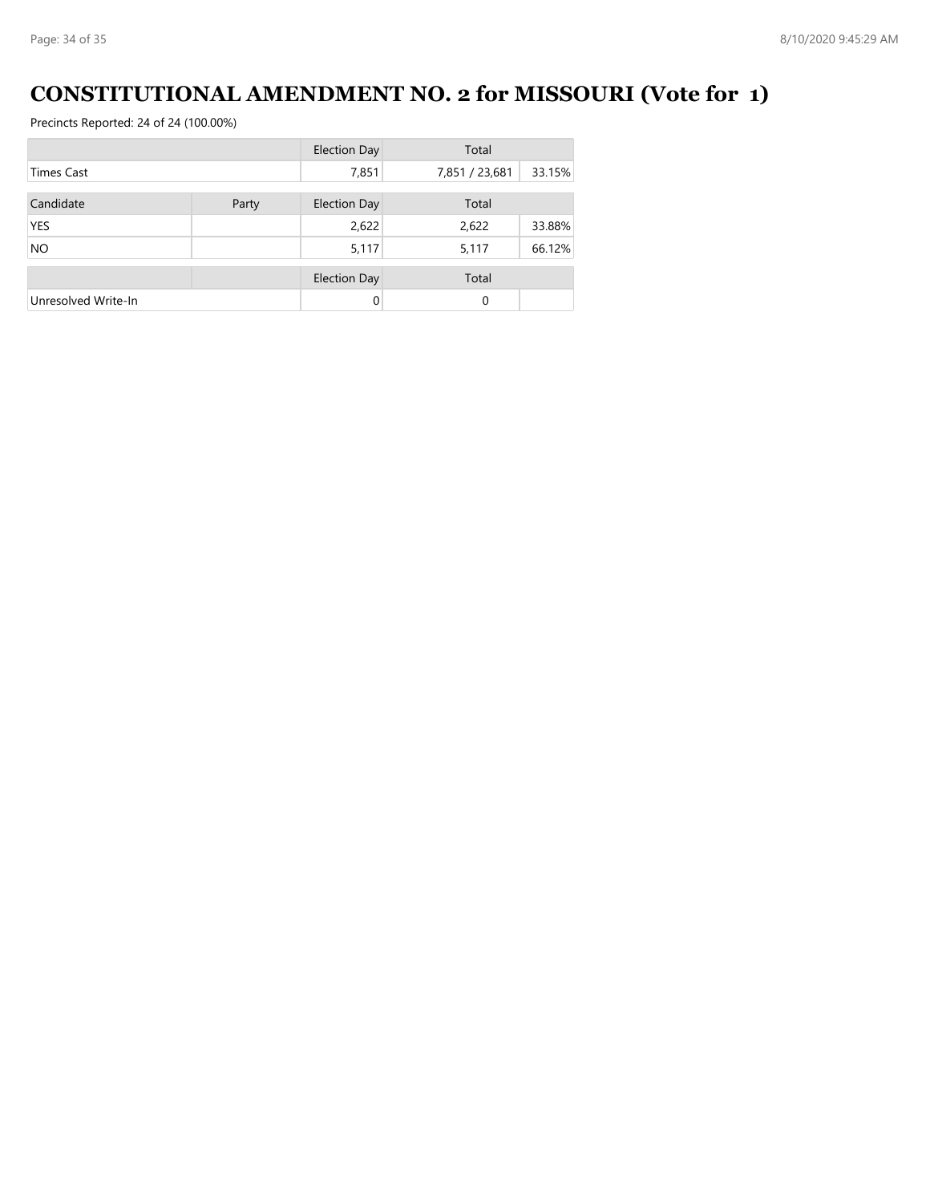# CONSTITUTIONAL AMENDMENT NO. 2 for MISSOURI (Vote for 1)

Precincts Reported: 24 of 24 (100.00%)

| | | Election Day | Total | |
|---|---|---|---|---|
| Times Cast | | 7,851 | 7,851 / 23,681 | 33.15% |
| **Candidate** | **Party** | **Election Day** | **Total** | |
| YES | | 2,622 | 2,622 | 33.88% |
| NO | | 5,117 | 5,117 | 66.12% |
| | | **Election Day** | **Total** | |
| Unresolved Write-In | | 0 | 0 | |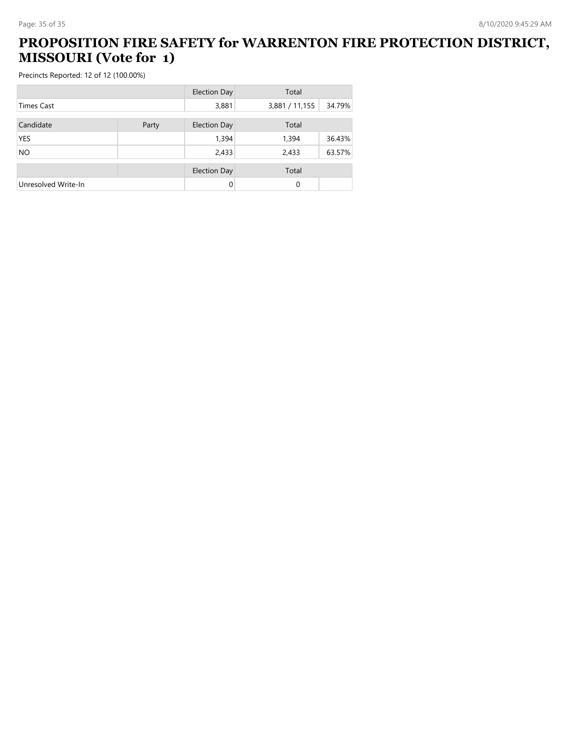# PROPOSITION FIRE SAFETY for WARRENTON FIRE PROTECTION DISTRICT, MISSOURI (Vote for 1)

Precincts Reported: 12 of 12 (100.00%)

| | | Election Day | Total | |
|---|---|---|---|---|
| Times Cast | | 3,881 | 3,881 / 11,155 | 34.79% |

| Candidate | Party | Election Day | Total | |
|---|---|---|---|---|
| YES | | 1,394 | 1,394 | 36.43% |
| NO | | 2,433 | 2,433 | 63.57% |

| | | Election Day | Total | |
|---|---|---|---|---|
| Unresolved Write-In | | 0 | 0 | |